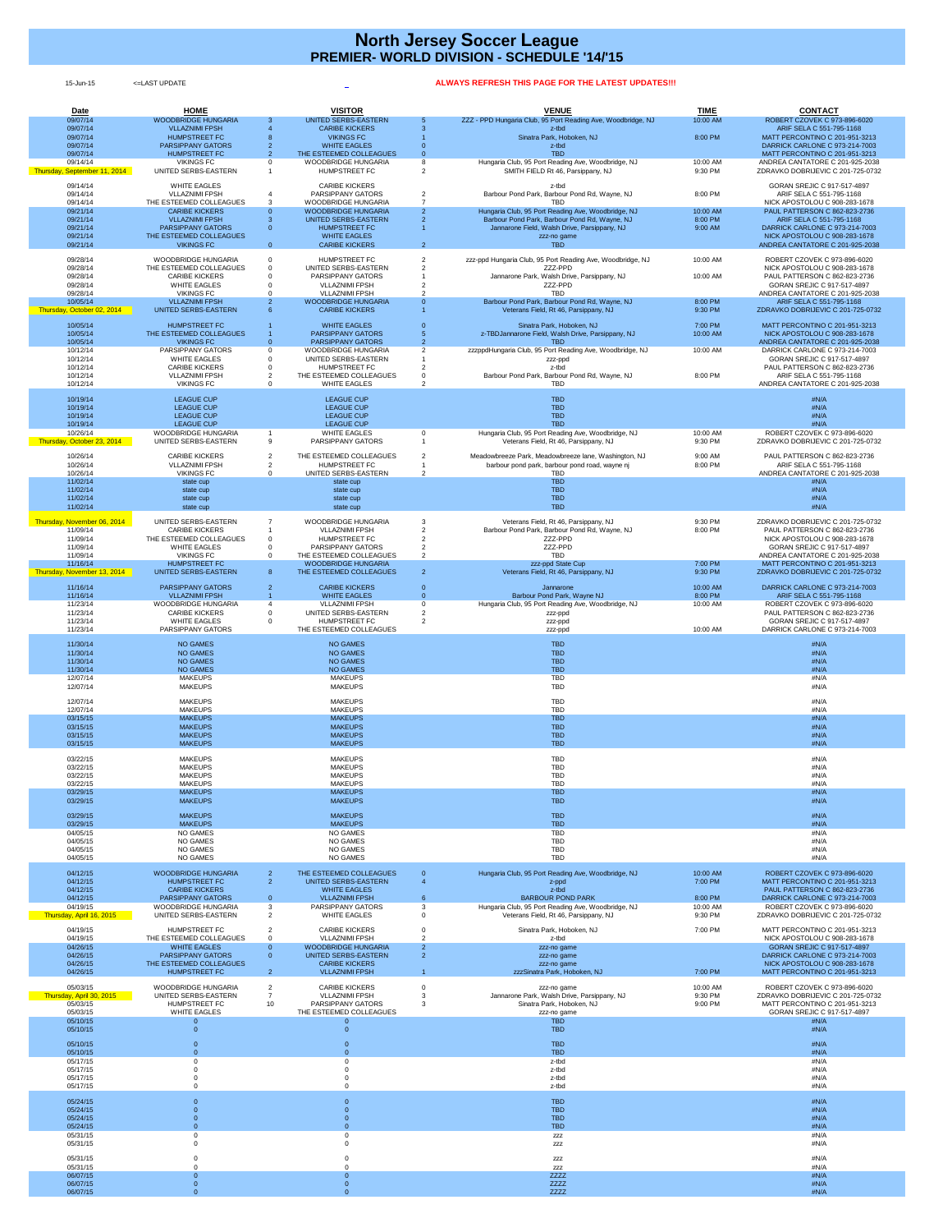# North Jersey Soccer League
## PREMIER- WORLD DIVISION - SCHEDULE '14/'15

15-Jun-15 <=LAST UPDATE

**ALWAYS REFRESH THIS PAGE FOR THE LATEST UPDATES!!!**

| Date | HOME | | VISITOR | | VENUE | TIME | CONTACT |
|---|---|---|---|---|---|---|---|
| 09/07/14 | WOODBRIDGE HUNGARIA | 3 | UNITED SERBS-EASTERN | 5 | ZZZ - PPD Hungaria Club, 95 Port Reading Ave, Woodbridge, NJ | 10:00 AM | ROBERT CZOVEK C 973-896-6020 |
| 09/07/14 | VLLAZNIMI FPSH | 4 | CARIBE KICKERS | 3 | z-tbd | | ARIF SELA C 551-795-1168 |
| 09/07/14 | HUMPSTREET FC | 8 | VIKINGS FC | 1 | Sinatra Park, Hoboken, NJ | 8:00 PM | MATT PERCONTINO C 201-951-3213 |
| 09/07/14 | PARSIPPANY GATORS | 2 | WHITE EAGLES | 0 | z-tbd | | DARRICK CARLONE C 973-214-7003 |
| 09/07/14 | HUMPSTREET FC | 2 | THE ESTEEMED COLLEAGUES | 0 | TBD | | MATT PERCONTINO C 201-951-3213 |
| 09/14/14 | VIKINGS FC | 0 | WOODBRIDGE HUNGARIA | 8 | Hungaria Club, 95 Port Reading Ave, Woodbridge, NJ | 10:00 AM | ANDREA CANTATORE C 201-925-2038 |
| Thursday, September 11, 2014 | UNITED SERBS-EASTERN | 1 | HUMPSTREET FC | 2 | SMITH FIELD Rt 46, Parsippany, NJ | 9:30 PM | ZDRAVKO DOBRIJEVIC C 201-725-0732 |
| 09/14/14 | WHITE EAGLES | | CARIBE KICKERS | | z-tbd | | GORAN SREJIC C 917-517-4897 |
| 09/14/14 | VLLAZNIMI FPSH | 4 | PARSIPPANY GATORS | 2 | Barbour Pond Park, Barbour Pond Rd, Wayne, NJ | 8:00 PM | ARIF SELA C 551-795-1168 |
| 09/14/14 | THE ESTEEMED COLLEAGUES | 3 | WOODBRIDGE HUNGARIA | 7 | TBD | | NICK APOSTOLOU C 908-283-1678 |
| 09/21/14 | CARIBE KICKERS | 0 | WOODBRIDGE HUNGARIA | 2 | Hungaria Club, 95 Port Reading Ave, Woodbridge, NJ | 10:00 AM | PAUL PATTERSON C 862-823-2736 |
| 09/21/14 | VLLAZNIMI FPSH | 3 | UNITED SERBS-EASTERN | 2 | Barbour Pond Park, Barbour Pond Rd, Wayne, NJ | 8:00 PM | ARIF SELA C 551-795-1168 |
| 09/21/14 | PARSIPPANY GATORS | 0 | HUMPSTREET FC | 1 | Jannarone Field, Walsh Drive, Parsippany, NJ | 9:00 AM | DARRICK CARLONE C 973-214-7003 |
| 09/21/14 | THE ESTEEMED COLLEAGUES | | WHITE EAGLES | | zzz-no game | | NICK APOSTOLOU C 908-283-1678 |
| 09/21/14 | VIKINGS FC | 0 | CARIBE KICKERS | 2 | TBD | | ANDREA CANTATORE C 201-925-2038 |
| 09/28/14 | WOODBRIDGE HUNGARIA | 0 | HUMPSTREET FC | 2 | zzz-ppd Hungaria Club, 95 Port Reading Ave, Woodbridge, NJ | 10:00 AM | ROBERT CZOVEK C 973-896-6020 |
| 09/28/14 | THE ESTEEMED COLLEAGUES | 0 | UNITED SERBS-EASTERN | 2 | ZZZ-PPD | | NICK APOSTOLOU C 908-283-1678 |
| 09/28/14 | CARIBE KICKERS | 0 | PARSIPPANY GATORS | 1 | Jannarone Field, Walsh Drive, Parsippany, NJ | 10:00 AM | PAUL PATTERSON C 862-823-2736 |
| 09/28/14 | WHITE EAGLES | 0 | VLLAZNIMI FPSH | 2 | ZZZ-PPD | | GORAN SREJIC C 917-517-4897 |
| 09/28/14 | VIKINGS FC | 0 | VLLAZNIMI FPSH | 2 | TBD | | ANDREA CANTATORE C 201-925-2038 |
| 10/05/14 | VLLAZNIMI FPSH | 2 | WOODBRIDGE HUNGARIA | 0 | Barbour Pond Park, Barbour Pond Rd, Wayne, NJ | 8:00 PM | ARIF SELA C 551-795-1168 |
| Thursday, October 02, 2014 | UNITED SERBS-EASTERN | 6 | CARIBE KICKERS | 1 | Veterans Field, Rt 46, Parsippany, NJ | 9:30 PM | ZDRAVKO DOBRIJEVIC C 201-725-0732 |
| 10/05/14 | HUMPSTREET FC | 1 | WHITE EAGLES | 0 | Sinatra Park, Hoboken, NJ | 7:00 PM | MATT PERCONTINO C 201-951-3213 |
| 10/05/14 | THE ESTEEMED COLLEAGUES | 1 | PARSIPPANY GATORS | 5 | z-TBDJannarone Field, Walsh Drive, Parsippany, NJ | 10:00 AM | NICK APOSTOLOU C 908-283-1678 |
| 10/05/14 | VIKINGS FC | 0 | PARSIPPANY GATORS | 2 | TBD | | ANDREA CANTATORE C 201-925-2038 |
| 10/12/14 | PARSIPPANY GATORS | 0 | WOODBRIDGE HUNGARIA | 2 | zzzppdHungaria Club, 95 Port Reading Ave, Woodbridge, NJ | 10:00 AM | DARRICK CARLONE C 973-214-7003 |
| 10/12/14 | WHITE EAGLES | 0 | UNITED SERBS-EASTERN | 1 | zzz-ppd | | GORAN SREJIC C 917-517-4897 |
| 10/12/14 | CARIBE KICKERS | 0 | HUMPSTREET FC | 2 | z-tbd | | PAUL PATTERSON C 862-823-2736 |
| 10/12/14 | VLLAZNIMI FPSH | 2 | THE ESTEEMED COLLEAGUES | 0 | Barbour Pond Park, Barbour Pond Rd, Wayne, NJ | 8:00 PM | ARIF SELA C 551-795-1168 |
| 10/12/14 | VIKINGS FC | 0 | WHITE EAGLES | 2 | TBD | | ANDREA CANTATORE C 201-925-2038 |
| 10/19/14 | LEAGUE CUP | | LEAGUE CUP | | TBD | | #N/A |
| 10/19/14 | LEAGUE CUP | | LEAGUE CUP | | TBD | | #N/A |
| 10/19/14 | LEAGUE CUP | | LEAGUE CUP | | TBD | | #N/A |
| 10/19/14 | LEAGUE CUP | | LEAGUE CUP | | TBD | | #N/A |
| 10/26/14 | WOODBRIDGE HUNGARIA | 1 | WHITE EAGLES | 0 | Hungaria Club, 95 Port Reading Ave, Woodbridge, NJ | 10:00 AM | ROBERT CZOVEK C 973-896-6020 |
| Thursday, October 23, 2014 | UNITED SERBS-EASTERN | 9 | PARSIPPANY GATORS | 1 | Veterans Field, Rt 46, Parsippany, NJ | 9:30 PM | ZDRAVKO DOBRIJEVIC C 201-725-0732 |
| 10/26/14 | CARIBE KICKERS | 2 | THE ESTEEMED COLLEAGUES | 2 | Meadowbreeze Park, Meadowbreeze lane, Washington, NJ | 9:00 AM | PAUL PATTERSON C 862-823-2736 |
| 10/26/14 | VLLAZNIMI FPSH | 2 | HUMPSTREET FC | 1 | barbour pond park, barbour pond road, wayne nj | 8:00 PM | ARIF SELA C 551-795-1168 |
| 10/26/14 | VIKINGS FC | 0 | UNITED SERBS-EASTERN | 2 | TBD | | ANDREA CANTATORE C 201-925-2038 |
| 11/02/14 | state cup | | state cup | | TBD | | #N/A |
| 11/02/14 | state cup | | state cup | | TBD | | #N/A |
| 11/02/14 | state cup | | state cup | | TBD | | #N/A |
| 11/02/14 | state cup | | state cup | | TBD | | #N/A |
| Thursday, November 06, 2014 | UNITED SERBS-EASTERN | 7 | WOODBRIDGE HUNGARIA | 3 | Veterans Field, Rt 46, Parsippany, NJ | 9:30 PM | ZDRAVKO DOBRIJEVIC C 201-725-0732 |
| 11/09/14 | CARIBE KICKERS | 1 | VLLAZNIMI FPSH | 2 | Barbour Pond Park, Barbour Pond Rd, Wayne, NJ | 8:00 PM | PAUL PATTERSON C 862-823-2736 |
| 11/09/14 | THE ESTEEMED COLLEAGUES | 0 | HUMPSTREET FC | 2 | ZZZ-PPD | | NICK APOSTOLOU C 908-283-1678 |
| 11/09/14 | WHITE EAGLES | 0 | PARSIPPANY GATORS | 2 | ZZZ-PPD | | GORAN SREJIC C 917-517-4897 |
| 11/09/14 | VIKINGS FC | 0 | THE ESTEEMED COLLEAGUES | 2 | TBD | | ANDREA CANTATORE C 201-925-2038 |
| 11/16/14 | HUMPSTREET FC | | WOODBRIDGE HUNGARIA | | zzz-ppd State Cup | 7:00 PM | MATT PERCONTINO C 201-951-3213 |
| Thursday, November 13, 2014 | UNITED SERBS-EASTERN | 8 | THE ESTEEMED COLLEAGUES | 2 | Veterans Field, Rt 46, Parsippany, NJ | 9:30 PM | ZDRAVKO DOBRIJEVIC C 201-725-0732 |
| 11/16/14 | PARSIPPANY GATORS | 2 | CARIBE KICKERS | 0 | Jannarone | 10:00 AM | DARRICK CARLONE C 973-214-7003 |
| 11/16/14 | VLLAZNIMI FPSH | 1 | WHITE EAGLES | 0 | Barbour Pond Park, Wayne NJ | 8:00 PM | ARIF SELA C 551-795-1168 |
| 11/23/14 | WOODBRIDGE HUNGARIA | 4 | VLLAZNIMI FPSH | 0 | Hungaria Club, 95 Port Reading Ave, Woodbridge, NJ | 10:00 AM | ROBERT CZOVEK C 973-896-6020 |
| 11/23/14 | CARIBE KICKERS | 0 | UNITED SERBS-EASTERN | 2 | zzz-ppd | | PAUL PATTERSON C 862-823-2736 |
| 11/23/14 | WHITE EAGLES | 0 | HUMPSTREET FC | 2 | zzz-ppd | | GORAN SREJIC C 917-517-4897 |
| 11/23/14 | PARSIPPANY GATORS | | THE ESTEEMED COLLEAGUES | | zzz-ppd | 10:00 AM | DARRICK CARLONE C 973-214-7003 |
| 11/30/14 | NO GAMES | | NO GAMES | | TBD | | #N/A |
| 11/30/14 | NO GAMES | | NO GAMES | | TBD | | #N/A |
| 11/30/14 | NO GAMES | | NO GAMES | | TBD | | #N/A |
| 11/30/14 | NO GAMES | | NO GAMES | | TBD | | #N/A |
| 12/07/14 | MAKEUPS | | MAKEUPS | | TBD | | #N/A |
| 12/07/14 | MAKEUPS | | MAKEUPS | | TBD | | #N/A |
| 12/07/14 | MAKEUPS | | MAKEUPS | | TBD | | #N/A |
| 12/07/14 | MAKEUPS | | MAKEUPS | | TBD | | #N/A |
| 03/15/15 | MAKEUPS | | MAKEUPS | | TBD | | #N/A |
| 03/15/15 | MAKEUPS | | MAKEUPS | | TBD | | #N/A |
| 03/15/15 | MAKEUPS | | MAKEUPS | | TBD | | #N/A |
| 03/15/15 | MAKEUPS | | MAKEUPS | | TBD | | #N/A |
| 03/22/15 | MAKEUPS | | MAKEUPS | | TBD | | #N/A |
| 03/22/15 | MAKEUPS | | MAKEUPS | | TBD | | #N/A |
| 03/22/15 | MAKEUPS | | MAKEUPS | | TBD | | #N/A |
| 03/22/15 | MAKEUPS | | MAKEUPS | | TBD | | #N/A |
| 03/29/15 | MAKEUPS | | MAKEUPS | | TBD | | #N/A |
| 03/29/15 | MAKEUPS | | MAKEUPS | | TBD | | #N/A |
| 03/29/15 | MAKEUPS | | MAKEUPS | | TBD | | #N/A |
| 03/29/15 | MAKEUPS | | MAKEUPS | | TBD | | #N/A |
| 04/05/15 | NO GAMES | | NO GAMES | | TBD | | #N/A |
| 04/05/15 | NO GAMES | | NO GAMES | | TBD | | #N/A |
| 04/05/15 | NO GAMES | | NO GAMES | | TBD | | #N/A |
| 04/05/15 | NO GAMES | | NO GAMES | | TBD | | #N/A |
| 04/12/15 | WOODBRIDGE HUNGARIA | 2 | THE ESTEEMED COLLEAGUES | 0 | Hungaria Club, 95 Port Reading Ave, Woodbridge, NJ | 10:00 AM | ROBERT CZOVEK C 973-896-6020 |
| 04/12/15 | HUMPSTREET FC | 2 | UNITED SERBS-EASTERN | 4 | z-ppd | 7:00 PM | MATT PERCONTINO C 201-951-3213 |
| 04/12/15 | CARIBE KICKERS | | WHITE EAGLES | | z-tbd | | PAUL PATTERSON C 862-823-2736 |
| 04/12/15 | PARSIPPANY GATORS | 0 | VLLAZNIMI FPSH | 6 | BARBOUR POND PARK | 8:00 PM | DARRICK CARLONE C 973-214-7003 |
| 04/19/15 | WOODBRIDGE HUNGARIA | 3 | PARSIPPANY GATORS | 3 | Hungaria Club, 95 Port Reading Ave, Woodbridge, NJ | 10:00 AM | ROBERT CZOVEK C 973-896-6020 |
| Thursday, April 16, 2015 | UNITED SERBS-EASTERN | 2 | WHITE EAGLES | 0 | Veterans Field, Rt 46, Parsippany, NJ | 9:30 PM | ZDRAVKO DOBRIJEVIC C 201-725-0732 |
| 04/19/15 | HUMPSTREET FC | 2 | CARIBE KICKERS | 0 | Sinatra Park, Hoboken, NJ | 7:00 PM | MATT PERCONTINO C 201-951-3213 |
| 04/19/15 | THE ESTEEMED COLLEAGUES | 0 | VLLAZNIMI FPSH | 2 | z-tbd | | NICK APOSTOLOU C 908-283-1678 |
| 04/26/15 | WHITE EAGLES | 0 | WOODBRIDGE HUNGARIA | 2 | zzz-no game | | GORAN SREJIC C 917-517-4897 |
| 04/26/15 | PARSIPPANY GATORS | 0 | UNITED SERBS-EASTERN | 2 | zzz-no game | | DARRICK CARLONE C 973-214-7003 |
| 04/26/15 | THE ESTEEMED COLLEAGUES | | CARIBE KICKERS | | zzz-no game | | NICK APOSTOLOU C 908-283-1678 |
| 04/26/15 | HUMPSTREET FC | 2 | VLLAZNIMI FPSH | 1 | zzzSinatra Park, Hoboken, NJ | 7:00 PM | MATT PERCONTINO C 201-951-3213 |
| 05/03/15 | WOODBRIDGE HUNGARIA | 2 | CARIBE KICKERS | 0 | zzz-no game | 10:00 AM | ROBERT CZOVEK C 973-896-6020 |
| Thursday, April 30, 2015 | UNITED SERBS-EASTERN | 7 | VLLAZNIMI FPSH | 3 | Jannarone Park, Walsh Drive, Parsippany, NJ | 9:30 PM | ZDRAVKO DOBRIJEVIC C 201-725-0732 |
| 05/03/15 | HUMPSTREET FC | 10 | PARSIPPANY GATORS | 3 | Sinatra Park, Hoboken, NJ | 9:00 PM | MATT PERCONTINO C 201-951-3213 |
| 05/03/15 | WHITE EAGLES | | THE ESTEEMED COLLEAGUES | | zzz-no game | | GORAN SREJIC C 917-517-4897 |
| 05/10/15 | 0 | | 0 | | TBD | | #N/A |
| 05/10/15 | 0 | | 0 | | TBD | | #N/A |
| 05/10/15 | 0 | | 0 | | TBD | | #N/A |
| 05/10/15 | 0 | | 0 | | TBD | | #N/A |
| 05/17/15 | 0 | | 0 | | z-tbd | | #N/A |
| 05/17/15 | 0 | | 0 | | z-tbd | | #N/A |
| 05/17/15 | 0 | | 0 | | z-tbd | | #N/A |
| 05/17/15 | 0 | | 0 | | z-tbd | | #N/A |
| 05/24/15 | 0 | | 0 | | TBD | | #N/A |
| 05/24/15 | 0 | | 0 | | TBD | | #N/A |
| 05/24/15 | 0 | | 0 | | TBD | | #N/A |
| 05/24/15 | 0 | | 0 | | TBD | | #N/A |
| 05/31/15 | 0 | | 0 | | zzz | | #N/A |
| 05/31/15 | 0 | | 0 | | zzz | | #N/A |
| 05/31/15 | 0 | | 0 | | zzz | | #N/A |
| 05/31/15 | 0 | | 0 | | zzz | | #N/A |
| 06/07/15 | 0 | | 0 | | ZZZZ | | #N/A |
| 06/07/15 | 0 | | 0 | | ZZZZ | | #N/A |
| 06/07/15 | 0 | | 0 | | ZZZZ | | #N/A |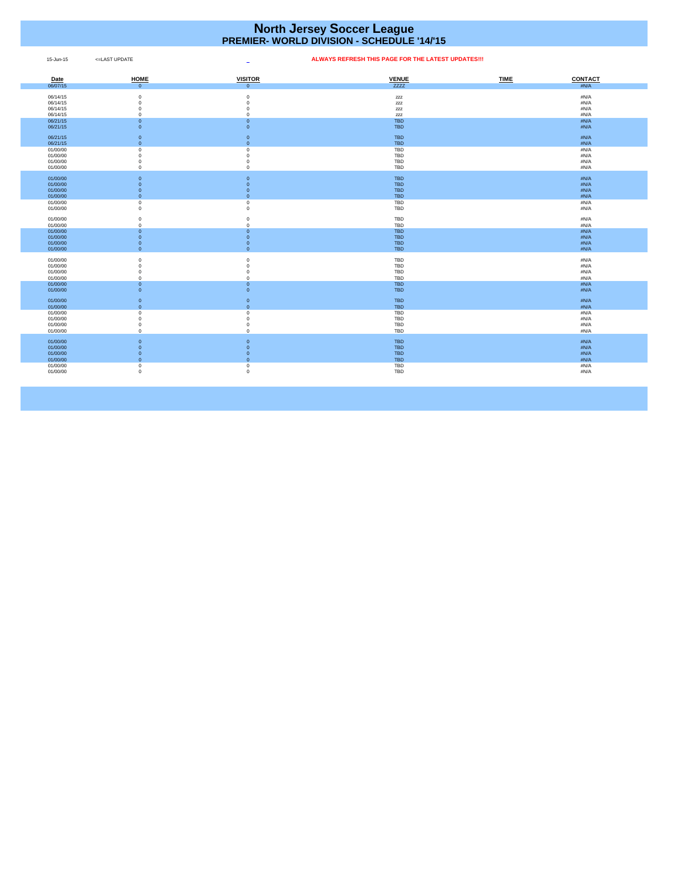# North Jersey Soccer League

## PREMIER- WORLD DIVISION - SCHEDULE '14/'15

15-Jun-15 <=LAST UPDATE

**ALWAYS REFRESH THIS PAGE FOR THE LATEST UPDATES!!!**

| Date | HOME | VISITOR | VENUE | TIME | CONTACT |
|---|---|---|---|---|---|
| 06/07/15 | 0 | 0 | ZZZZ | | #N/A |
| 06/14/15 | 0 | 0 | zzz | | #N/A |
| 06/14/15 | 0 | 0 | zzz | | #N/A |
| 06/14/15 | 0 | 0 | zzz | | #N/A |
| 06/14/15 | 0 | 0 | zzz | | #N/A |
| 06/21/15 | 0 | 0 | TBD | | #N/A |
| 06/21/15 | 0 | 0 | TBD | | #N/A |
| 06/21/15 | 0 | 0 | TBD | | #N/A |
| 06/21/15 | 0 | 0 | TBD | | #N/A |
| 01/00/00 | 0 | 0 | TBD | | #N/A |
| 01/00/00 | 0 | 0 | TBD | | #N/A |
| 01/00/00 | 0 | 0 | TBD | | #N/A |
| 01/00/00 | 0 | 0 | TBD | | #N/A |
| 01/00/00 | 0 | 0 | TBD | | #N/A |
| 01/00/00 | 0 | 0 | TBD | | #N/A |
| 01/00/00 | 0 | 0 | TBD | | #N/A |
| 01/00/00 | 0 | 0 | TBD | | #N/A |
| 01/00/00 | 0 | 0 | TBD | | #N/A |
| 01/00/00 | 0 | 0 | TBD | | #N/A |
| 01/00/00 | 0 | 0 | TBD | | #N/A |
| 01/00/00 | 0 | 0 | TBD | | #N/A |
| 01/00/00 | 0 | 0 | TBD | | #N/A |
| 01/00/00 | 0 | 0 | TBD | | #N/A |
| 01/00/00 | 0 | 0 | TBD | | #N/A |
| 01/00/00 | 0 | 0 | TBD | | #N/A |
| 01/00/00 | 0 | 0 | TBD | | #N/A |
| 01/00/00 | 0 | 0 | TBD | | #N/A |
| 01/00/00 | 0 | 0 | TBD | | #N/A |
| 01/00/00 | 0 | 0 | TBD | | #N/A |
| 01/00/00 | 0 | 0 | TBD | | #N/A |
| 01/00/00 | 0 | 0 | TBD | | #N/A |
| 01/00/00 | 0 | 0 | TBD | | #N/A |
| 01/00/00 | 0 | 0 | TBD | | #N/A |
| 01/00/00 | 0 | 0 | TBD | | #N/A |
| 01/00/00 | 0 | 0 | TBD | | #N/A |
| 01/00/00 | 0 | 0 | TBD | | #N/A |
| 01/00/00 | 0 | 0 | TBD | | #N/A |
| 01/00/00 | 0 | 0 | TBD | | #N/A |
| 01/00/00 | 0 | 0 | TBD | | #N/A |
| 01/00/00 | 0 | 0 | TBD | | #N/A |
| 01/00/00 | 0 | 0 | TBD | | #N/A |
| 01/00/00 | 0 | 0 | TBD | | #N/A |
| 01/00/00 | 0 | 0 | TBD | | #N/A |
| 01/00/00 | 0 | 0 | TBD | | #N/A |
| 01/00/00 | 0 | 0 | TBD | | #N/A |